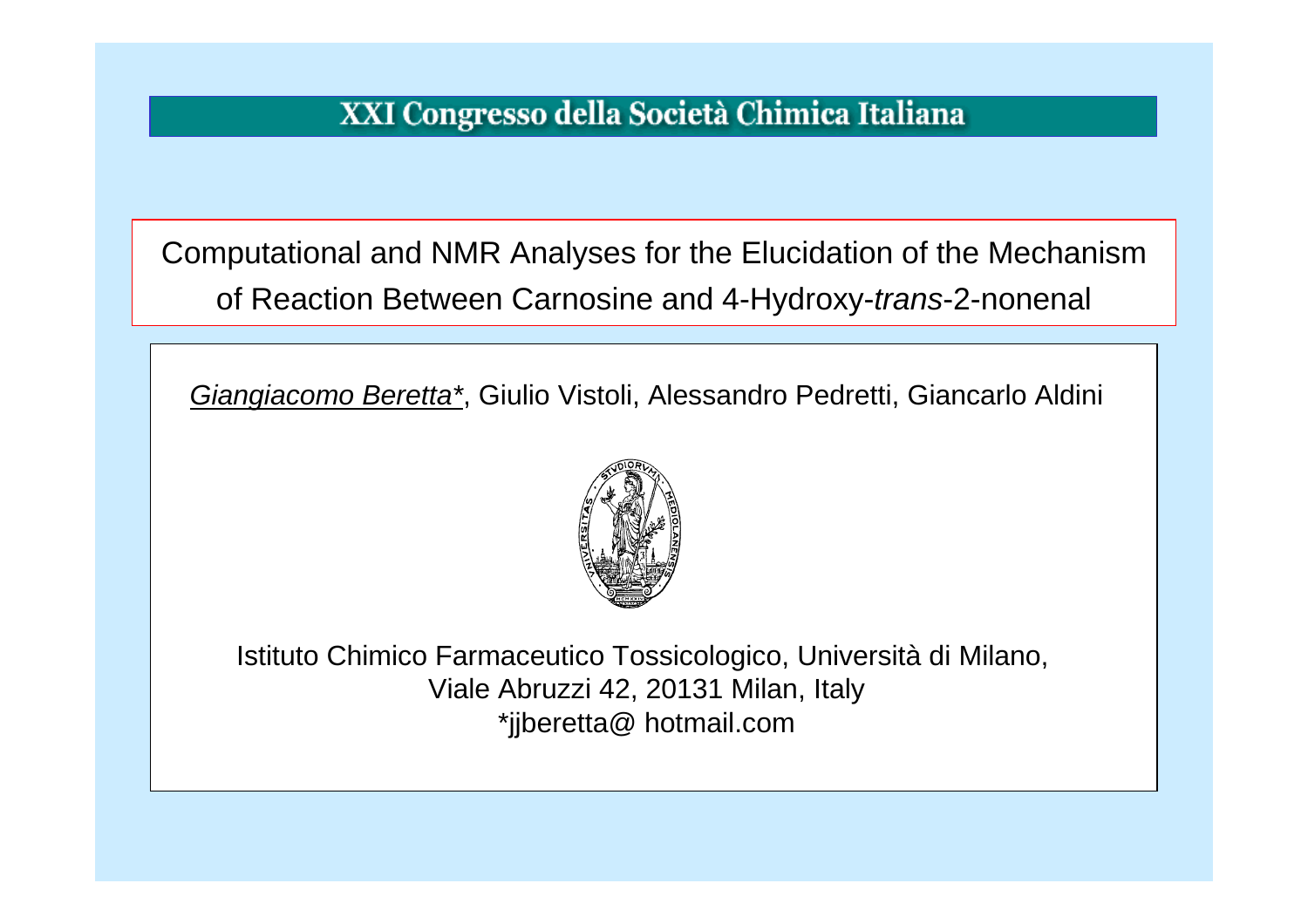XXI Congresso della Società Chimica Italiana

# Computational and NMR Analyses for the Elucidation of the Mechanism of Reaction Between Carnosine and 4-Hydroxy-*trans*-2-nonenal

*Giangiacomo Beretta**, Giulio Vistoli, Alessandro Pedretti, Giancarlo Aldini

Istituto Chimico Farmaceutico Tossicologico, Università di Milano,
Viale Abruzzi 42, 20131 Milan, Italy
*jjberetta@ hotmail.com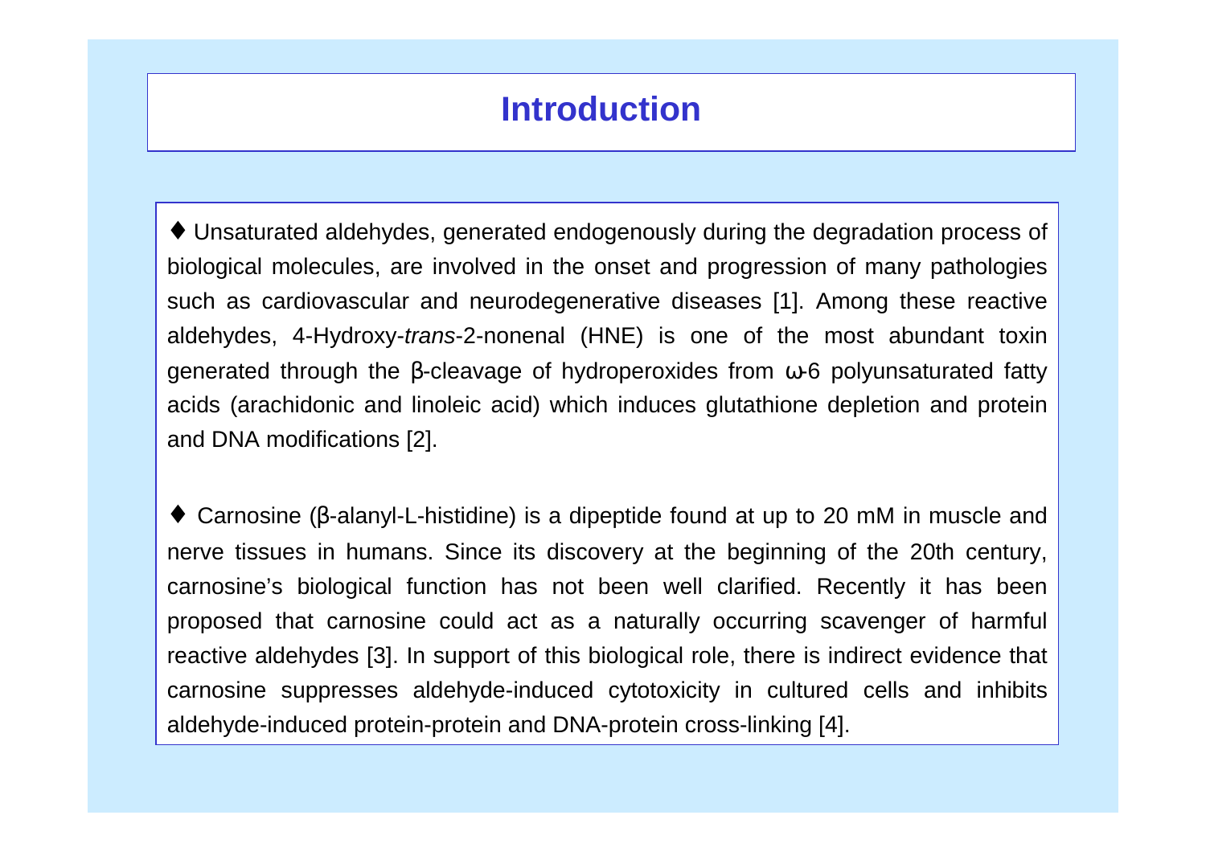# Introduction

♦ Unsaturated aldehydes, generated endogenously during the degradation process of biological molecules, are involved in the onset and progression of many pathologies such as cardiovascular and neurodegenerative diseases [1]. Among these reactive aldehydes, 4-Hydroxy-*trans*-2-nonenal (HNE) is one of the most abundant toxin generated through the β-cleavage of hydroperoxides from ω-6 polyunsaturated fatty acids (arachidonic and linoleic acid) which induces glutathione depletion and protein and DNA modifications [2].

♦ Carnosine (β-alanyl-L-histidine) is a dipeptide found at up to 20 mM in muscle and nerve tissues in humans. Since its discovery at the beginning of the 20th century, carnosine's biological function has not been well clarified. Recently it has been proposed that carnosine could act as a naturally occurring scavenger of harmful reactive aldehydes [3]. In support of this biological role, there is indirect evidence that carnosine suppresses aldehyde-induced cytotoxicity in cultured cells and inhibits aldehyde-induced protein-protein and DNA-protein cross-linking [4].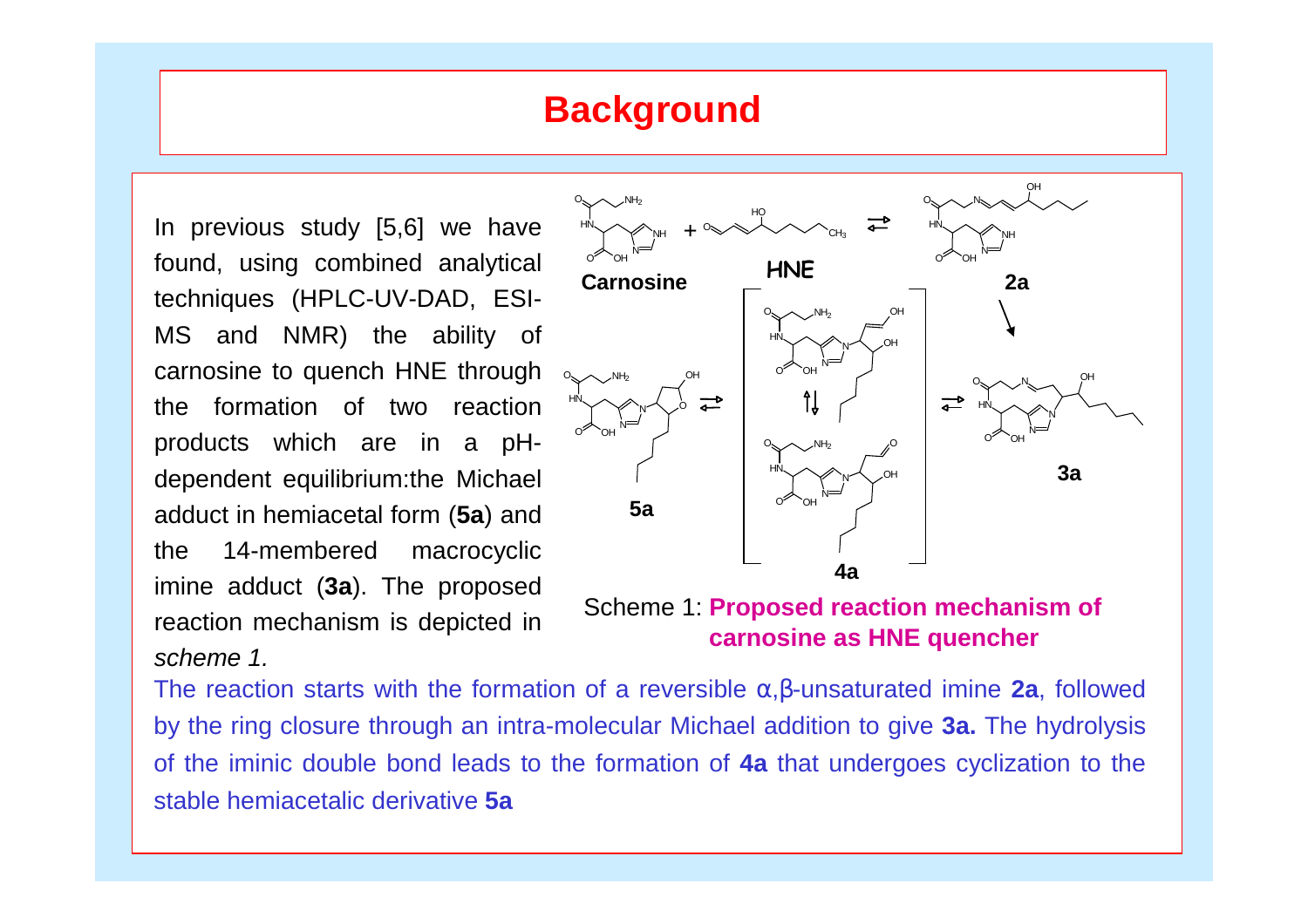# Background

In previous study [5,6] we have found, using combined analytical techniques (HPLC-UV-DAD, ESI-MS and NMR) the ability of carnosine to quench HNE through the formation of two reaction products which are in a pH-dependent equilibrium:the Michael adduct in hemiacetal form (**5a**) and the 14-membered macrocyclic imine adduct (**3a**). The proposed reaction mechanism is depicted in *scheme 1.*

Scheme 1: **Proposed reaction mechanism of carnosine as HNE quencher**

The reaction starts with the formation of a reversible α,β-unsaturated imine **2a**, followed by the ring closure through an intra-molecular Michael addition to give **3a.** The hydrolysis of the iminic double bond leads to the formation of **4a** that undergoes cyclization to the stable hemiacetalic derivative **5a**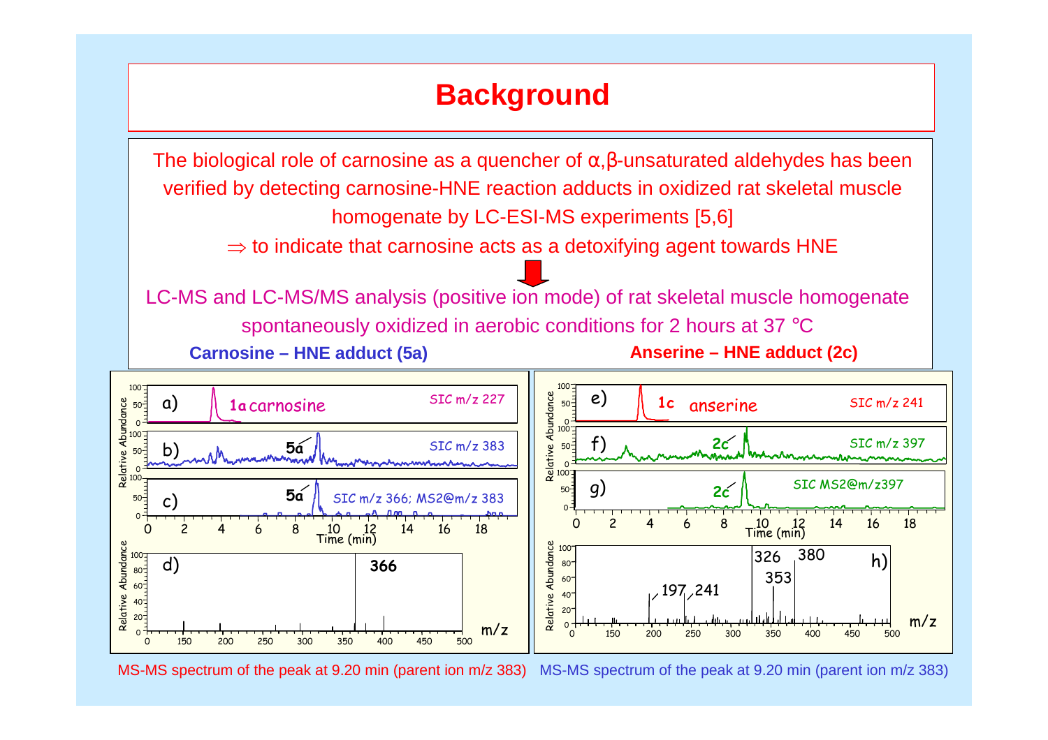# Background

The biological role of carnosine as a quencher of α,β-unsaturated aldehydes has been verified by detecting carnosine-HNE reaction adducts in oxidized rat skeletal muscle homogenate by LC-ESI-MS experiments [5,6]

$\Rightarrow$ to indicate that carnosine acts as a detoxifying agent towards HNE

LC-MS and LC-MS/MS analysis (positive ion mode) of rat skeletal muscle homogenate spontaneously oxidized in aerobic conditions for 2 hours at 37 °C

**Carnosine – HNE adduct (5a)**

a) 1a carnosine — SIC m/z 227

b) 5a — SIC m/z 383

c) 5a — SIC m/z 366; MS2@m/z 383

d) 366

MS-MS spectrum of the peak at 9.20 min (parent ion m/z 383)

**Anserine – HNE adduct (2c)**

e) 1c anserine — SIC m/z 241

f) 2c — SIC m/z 397

g) 2c — SIC MS2@m/z397

h) 197, 241, 326, 353, 380

MS-MS spectrum of the peak at 9.20 min (parent ion m/z 383)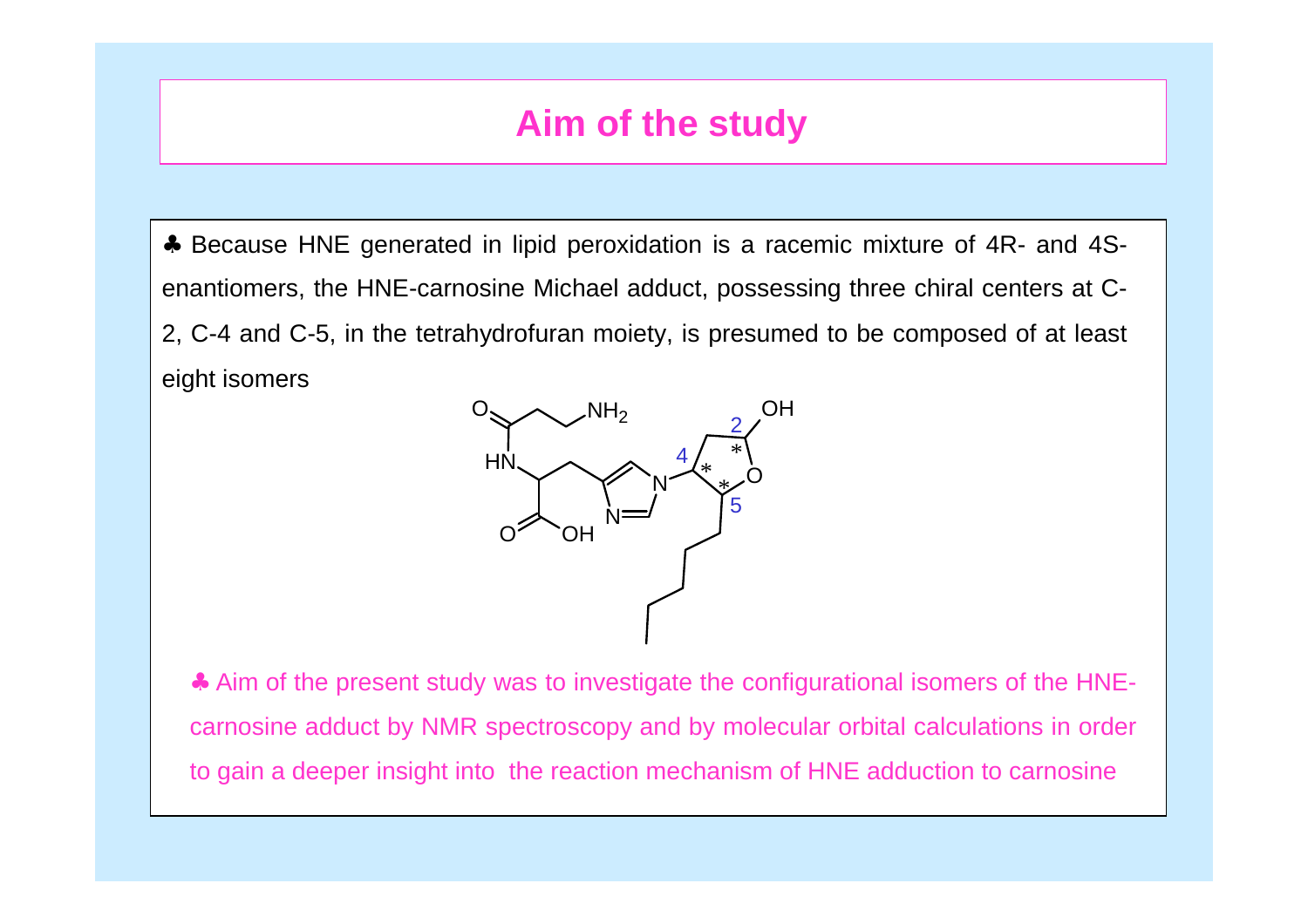# Aim of the study

♣ Because HNE generated in lipid peroxidation is a racemic mixture of 4R- and 4S-enantiomers, the HNE-carnosine Michael adduct, possessing three chiral centers at C-2, C-4 and C-5, in the tetrahydrofuran moiety, is presumed to be composed of at least eight isomers

♣ Aim of the present study was to investigate the configurational isomers of the HNE-carnosine adduct by NMR spectroscopy and by molecular orbital calculations in order to gain a deeper insight into the reaction mechanism of HNE adduction to carnosine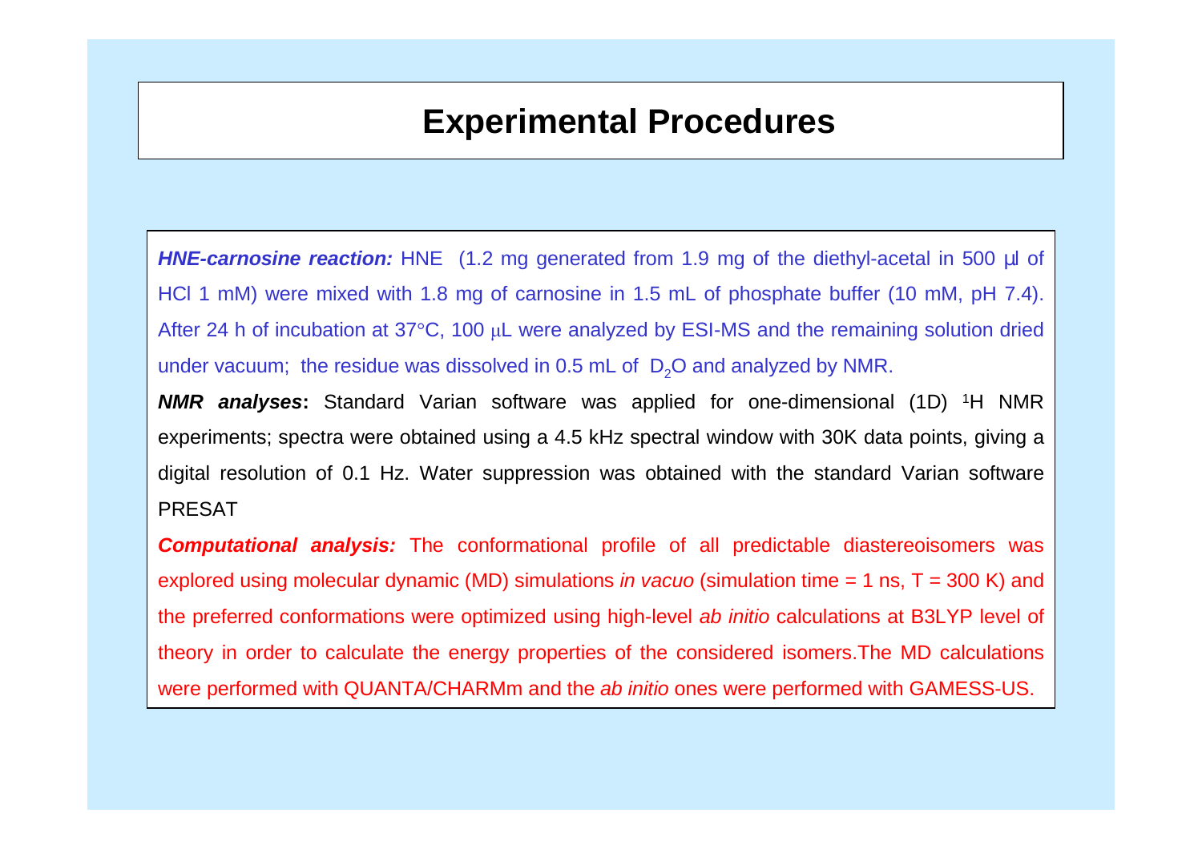# Experimental Procedures

***HNE-carnosine reaction:*** HNE (1.2 mg generated from 1.9 mg of the diethyl-acetal in 500 µl of HCl 1 mM) were mixed with 1.8 mg of carnosine in 1.5 mL of phosphate buffer (10 mM, pH 7.4). After 24 h of incubation at 37°C, 100 µL were analyzed by ESI-MS and the remaining solution dried under vacuum; the residue was dissolved in 0.5 mL of $D_2O$ and analyzed by NMR.

***NMR analyses*:** Standard Varian software was applied for one-dimensional (1D) $^1$H NMR experiments; spectra were obtained using a 4.5 kHz spectral window with 30K data points, giving a digital resolution of 0.1 Hz. Water suppression was obtained with the standard Varian software PRESAT

***Computational analysis:*** The conformational profile of all predictable diastereoisomers was explored using molecular dynamic (MD) simulations *in vacuo* (simulation time = 1 ns, T = 300 K) and the preferred conformations were optimized using high-level *ab initio* calculations at B3LYP level of theory in order to calculate the energy properties of the considered isomers.The MD calculations were performed with QUANTA/CHARMm and the *ab initio* ones were performed with GAMESS-US.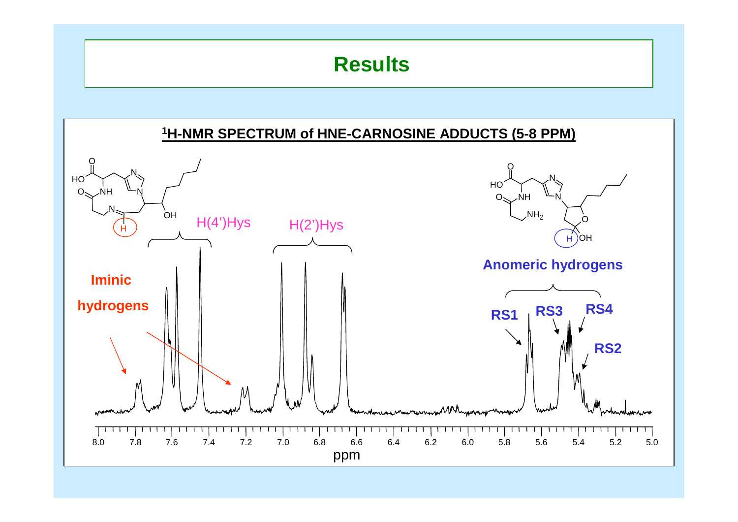# Results

**$^1$H-NMR SPECTRUM of HNE-CARNOSINE ADDUCTS (5-8 PPM)**

**Iminic hydrogens**

H(4')Hys

H(2')Hys

**Anomeric hydrogens**

RS1

RS3

RS4

RS2

ppm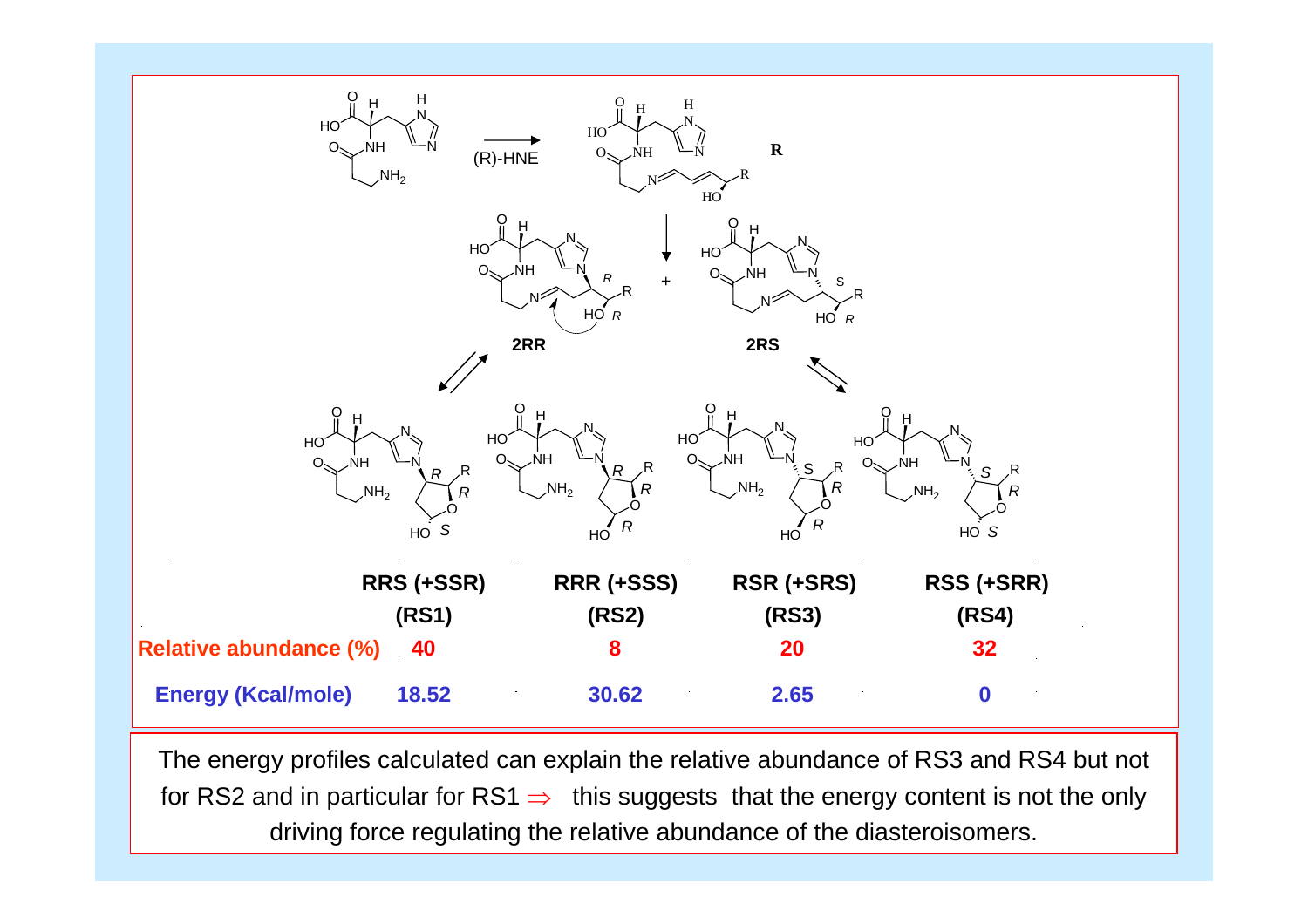(R)-HNE

**R**

**2RR**

**2RS**

| | RRS (+SSR) (RS1) | RRR (+SSS) (RS2) | RSR (+SRS) (RS3) | RSS (+SRR) (RS4) |
|---|---|---|---|---|
| **Relative abundance (%)** | **40** | **8** | **20** | **32** |
| **Energy (Kcal/mole)** | **18.52** | **30.62** | **2.65** | **0** |

The energy profiles calculated can explain the relative abundance of RS3 and RS4 but not for RS2 and in particular for RS1 ⇒ this suggests that the energy content is not the only driving force regulating the relative abundance of the diasteroisomers.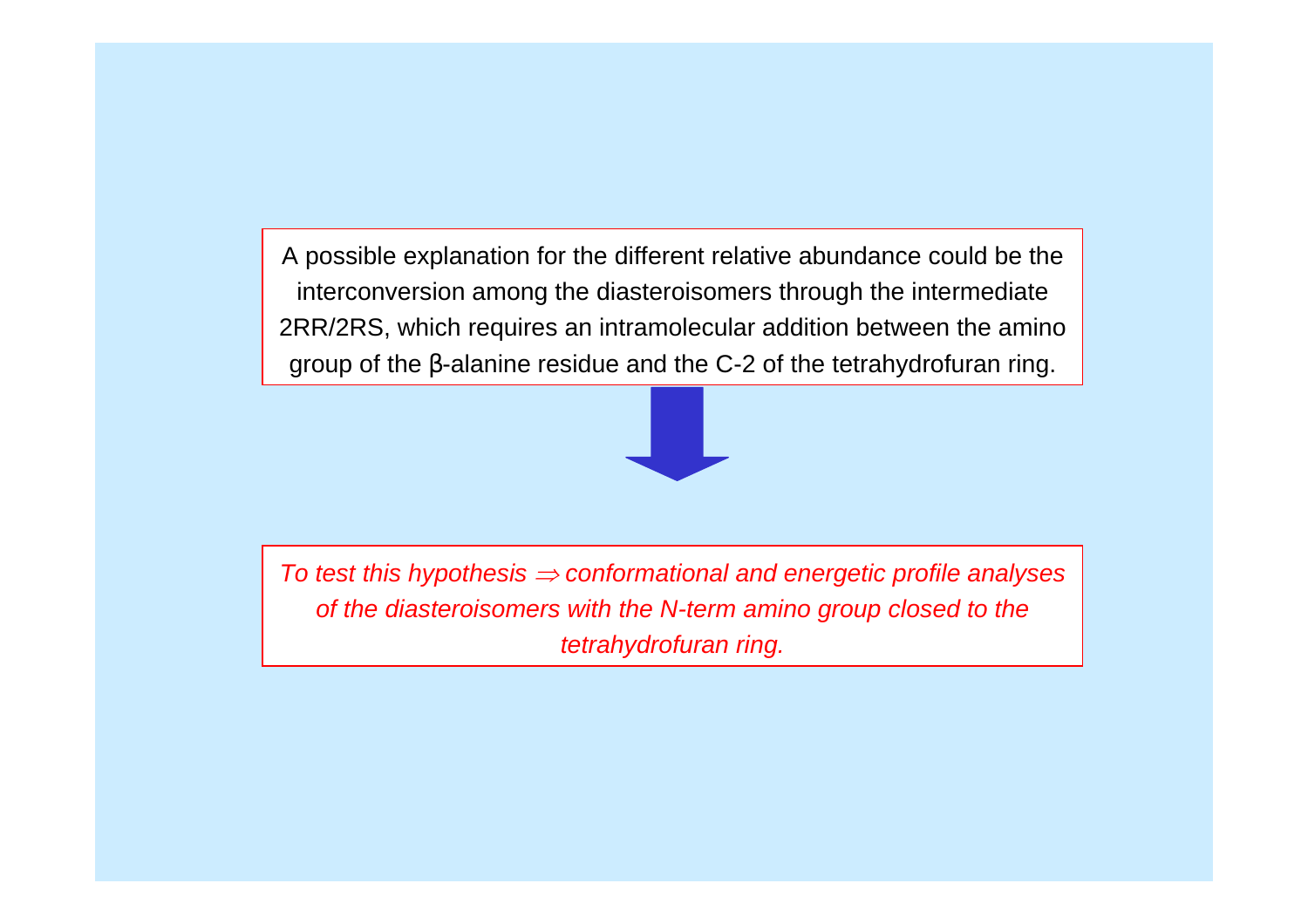A possible explanation for the different relative abundance could be the interconversion among the diasteroisomers through the intermediate 2RR/2RS, which requires an intramolecular addition between the amino group of the β-alanine residue and the C-2 of the tetrahydrofuran ring.

*To test this hypothesis ⇒ conformational and energetic profile analyses of the diasteroisomers with the N-term amino group closed to the tetrahydrofuran ring.*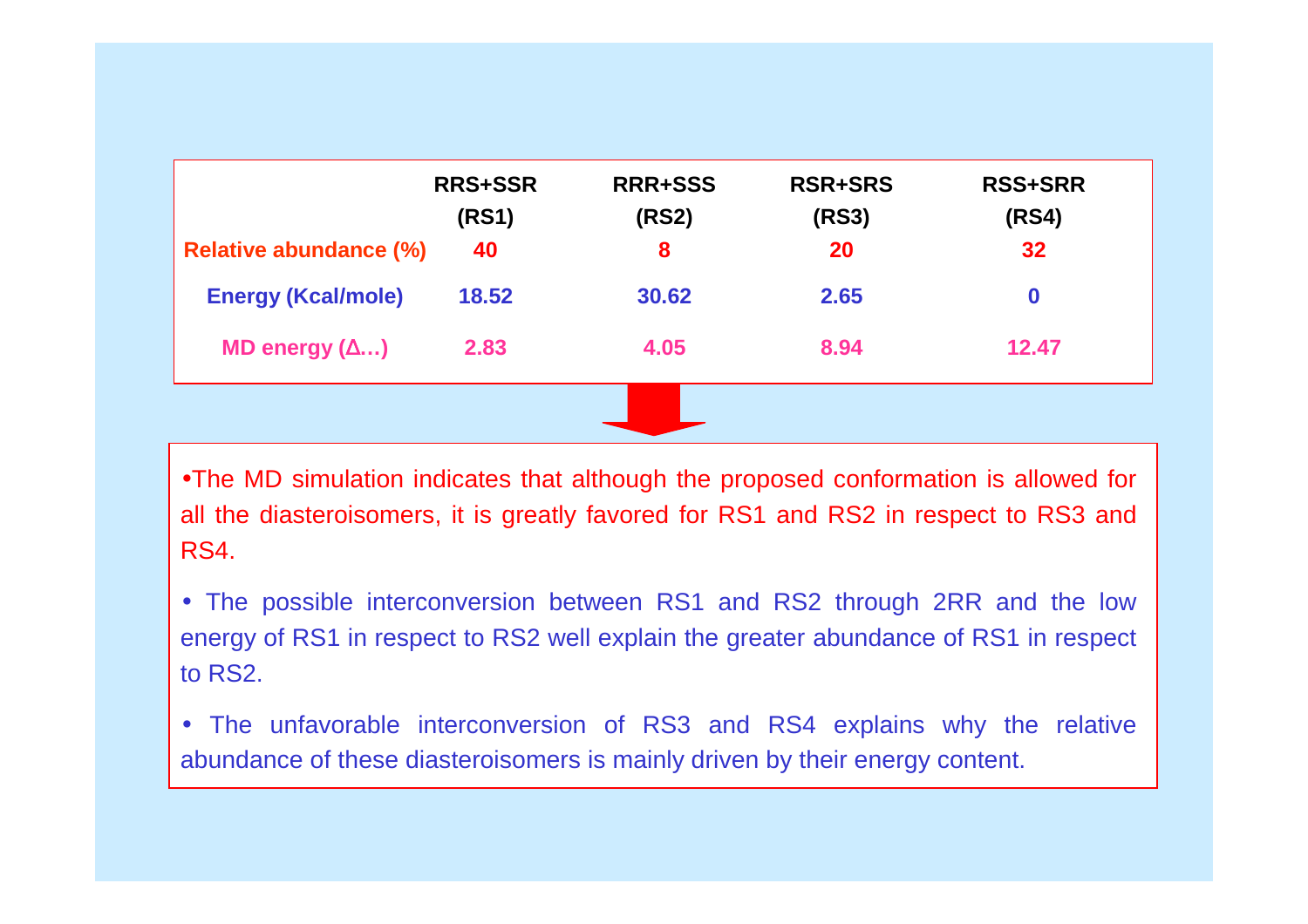| | RRS+SSR (RS1) | RRR+SSS (RS2) | RSR+SRS (RS3) | RSS+SRR (RS4) |
|---|---|---|---|---|
| Relative abundance (%) | 40 | 8 | 20 | 32 |
| Energy (Kcal/mole) | 18.52 | 30.62 | 2.65 | 0 |
| MD energy (Δ…) | 2.83 | 4.05 | 8.94 | 12.47 |

- The MD simulation indicates that although the proposed conformation is allowed for all the diasteroisomers, it is greatly favored for RS1 and RS2 in respect to RS3 and RS4.
- The possible interconversion between RS1 and RS2 through 2RR and the low energy of RS1 in respect to RS2 well explain the greater abundance of RS1 in respect to RS2.
- The unfavorable interconversion of RS3 and RS4 explains why the relative abundance of these diasteroisomers is mainly driven by their energy content.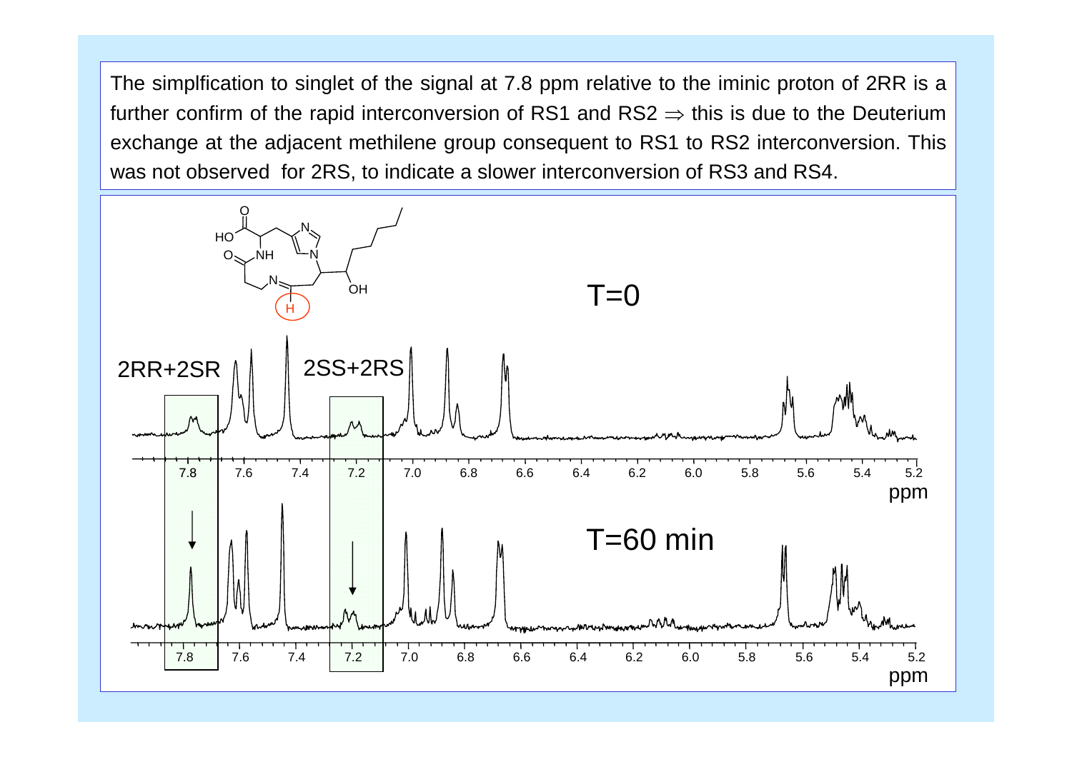The simplfication to singlet of the signal at 7.8 ppm relative to the iminic proton of 2RR is a further confirm of the rapid interconversion of RS1 and RS2 $\Rightarrow$ this is due to the Deuterium exchange at the adjacent methilene group consequent to RS1 to RS2 interconversion. This was not observed for 2RS, to indicate a slower interconversion of RS3 and RS4.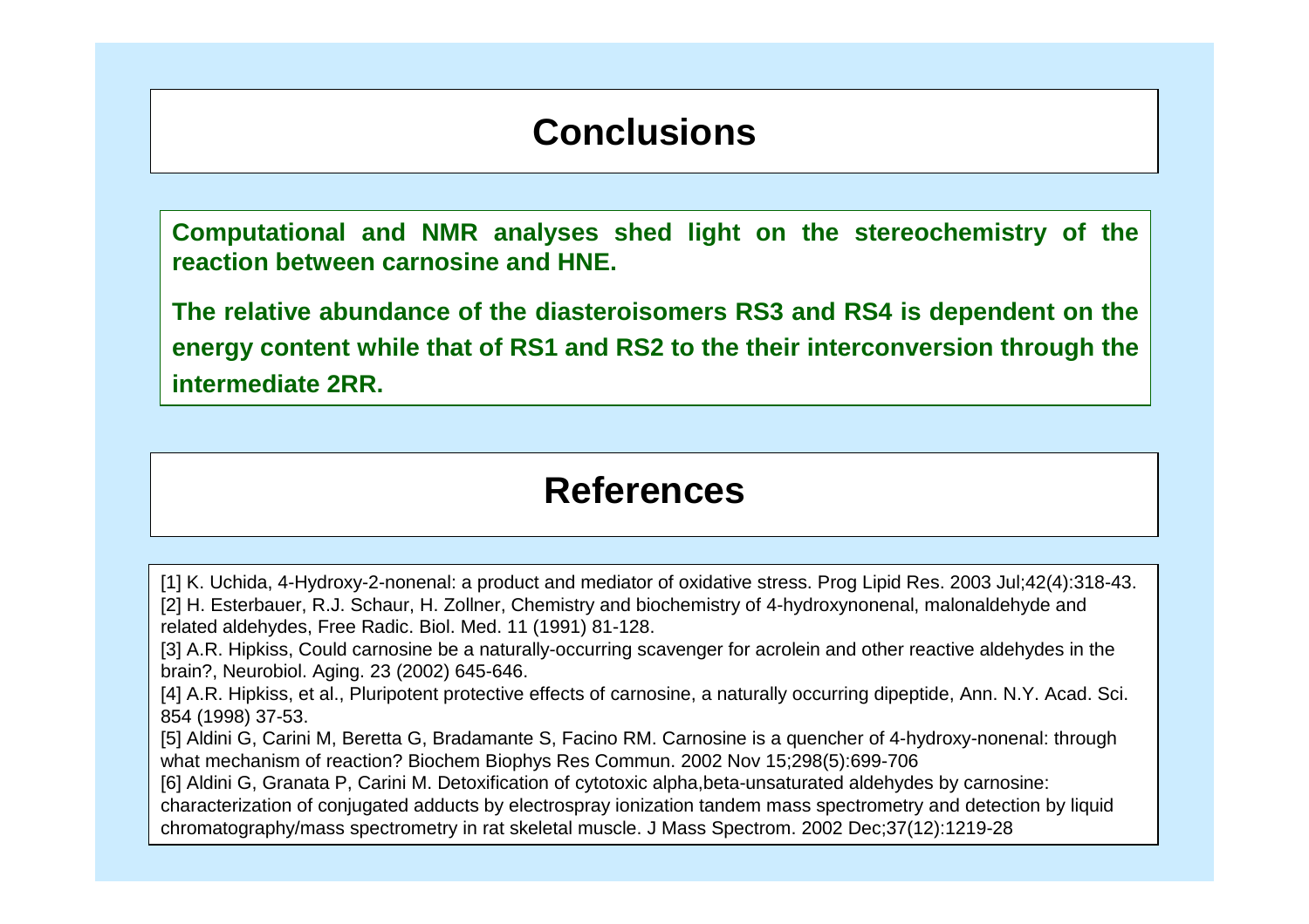# Conclusions

**Computational and NMR analyses shed light on the stereochemistry of the reaction between carnosine and HNE.**

**The relative abundance of the diasteroisomers RS3 and RS4 is dependent on the energy content while that of RS1 and RS2 to the their interconversion through the intermediate 2RR.**

# References

[1] K. Uchida, 4-Hydroxy-2-nonenal: a product and mediator of oxidative stress. Prog Lipid Res. 2003 Jul;42(4):318-43.
[2] H. Esterbauer, R.J. Schaur, H. Zollner, Chemistry and biochemistry of 4-hydroxynonenal, malonaldehyde and related aldehydes, Free Radic. Biol. Med. 11 (1991) 81-128.
[3] A.R. Hipkiss, Could carnosine be a naturally-occurring scavenger for acrolein and other reactive aldehydes in the brain?, Neurobiol. Aging. 23 (2002) 645-646.
[4] A.R. Hipkiss, et al., Pluripotent protective effects of carnosine, a naturally occurring dipeptide, Ann. N.Y. Acad. Sci. 854 (1998) 37-53.
[5] Aldini G, Carini M, Beretta G, Bradamante S, Facino RM. Carnosine is a quencher of 4-hydroxy-nonenal: through what mechanism of reaction? Biochem Biophys Res Commun. 2002 Nov 15;298(5):699-706
[6] Aldini G, Granata P, Carini M. Detoxification of cytotoxic alpha,beta-unsaturated aldehydes by carnosine: characterization of conjugated adducts by electrospray ionization tandem mass spectrometry and detection by liquid chromatography/mass spectrometry in rat skeletal muscle. J Mass Spectrom. 2002 Dec;37(12):1219-28